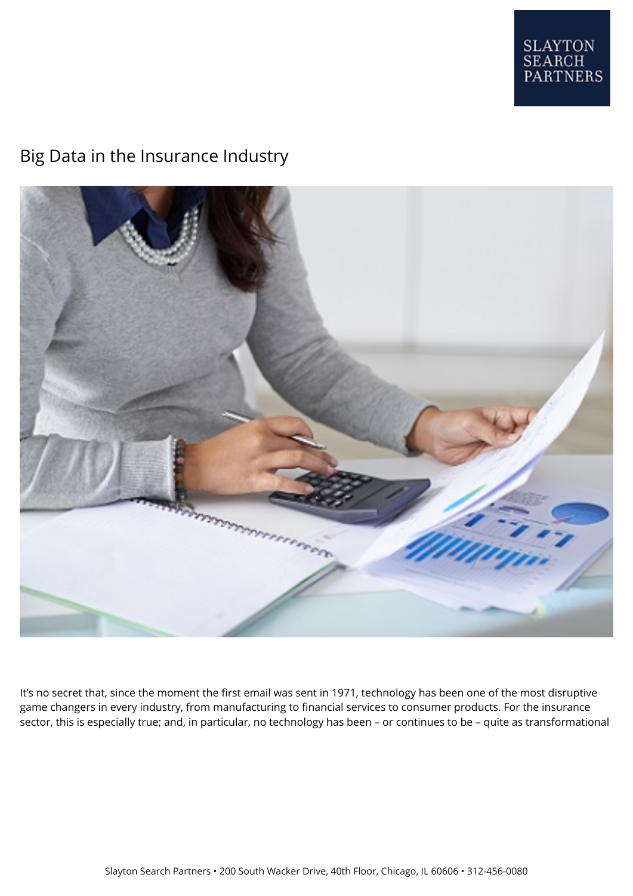# Big Data in the Insurance Industry

It's no secret that, since the moment the first email was sent in 1971, technology has been one of the most disruptive game changers in every industry, from manufacturing to financial services to consumer products. For the insurance sector, this is especially true; and, in particular, no technology has been – or continues to be – quite as transformational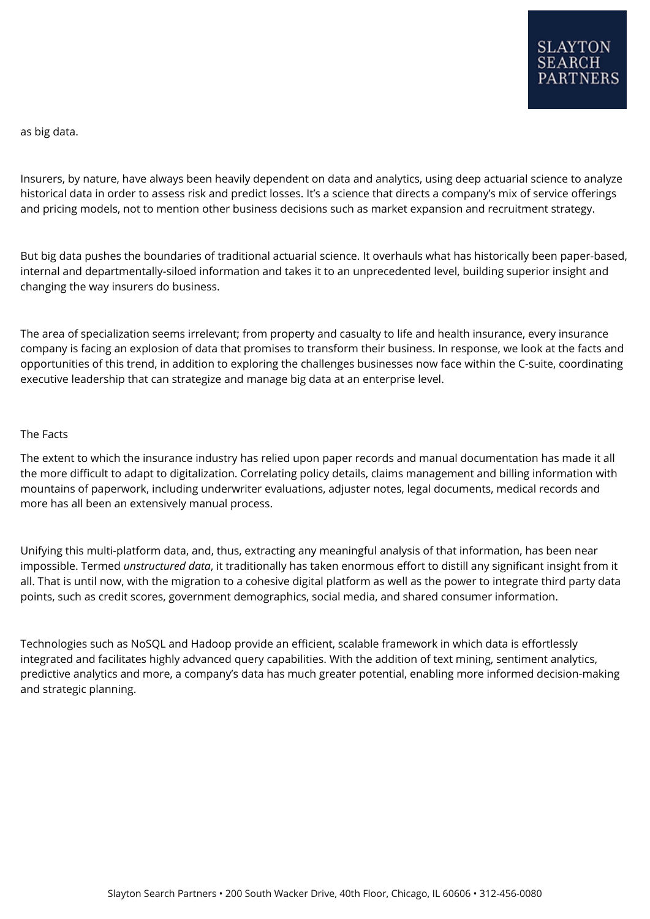as big data.

Insurers, by nature, have always been heavily dependent on data and analytics, using deep actuarial science to analyze historical data in order to assess risk and predict losses. It's a science that directs a company's mix of service offerings and pricing models, not to mention other business decisions such as market expansion and recruitment strategy.

But big data pushes the boundaries of traditional actuarial science. It overhauls what has historically been paper-based, internal and departmentally-siloed information and takes it to an unprecedented level, building superior insight and changing the way insurers do business.

The area of specialization seems irrelevant; from property and casualty to life and health insurance, every insurance company is facing an explosion of data that promises to transform their business. In response, we look at the facts and opportunities of this trend, in addition to exploring the challenges businesses now face within the C-suite, coordinating executive leadership that can strategize and manage big data at an enterprise level.

## The Facts

The extent to which the insurance industry has relied upon paper records and manual documentation has made it all the more difficult to adapt to digitalization. Correlating policy details, claims management and billing information with mountains of paperwork, including underwriter evaluations, adjuster notes, legal documents, medical records and more has all been an extensively manual process.

Unifying this multi-platform data, and, thus, extracting any meaningful analysis of that information, has been near impossible. Termed *unstructured data*, it traditionally has taken enormous effort to distill any significant insight from it all. That is until now, with the migration to a cohesive digital platform as well as the power to integrate third party data points, such as credit scores, government demographics, social media, and shared consumer information.

Technologies such as NoSQL and Hadoop provide an efficient, scalable framework in which data is effortlessly integrated and facilitates highly advanced query capabilities. With the addition of text mining, sentiment analytics, predictive analytics and more, a company's data has much greater potential, enabling more informed decision-making and strategic planning.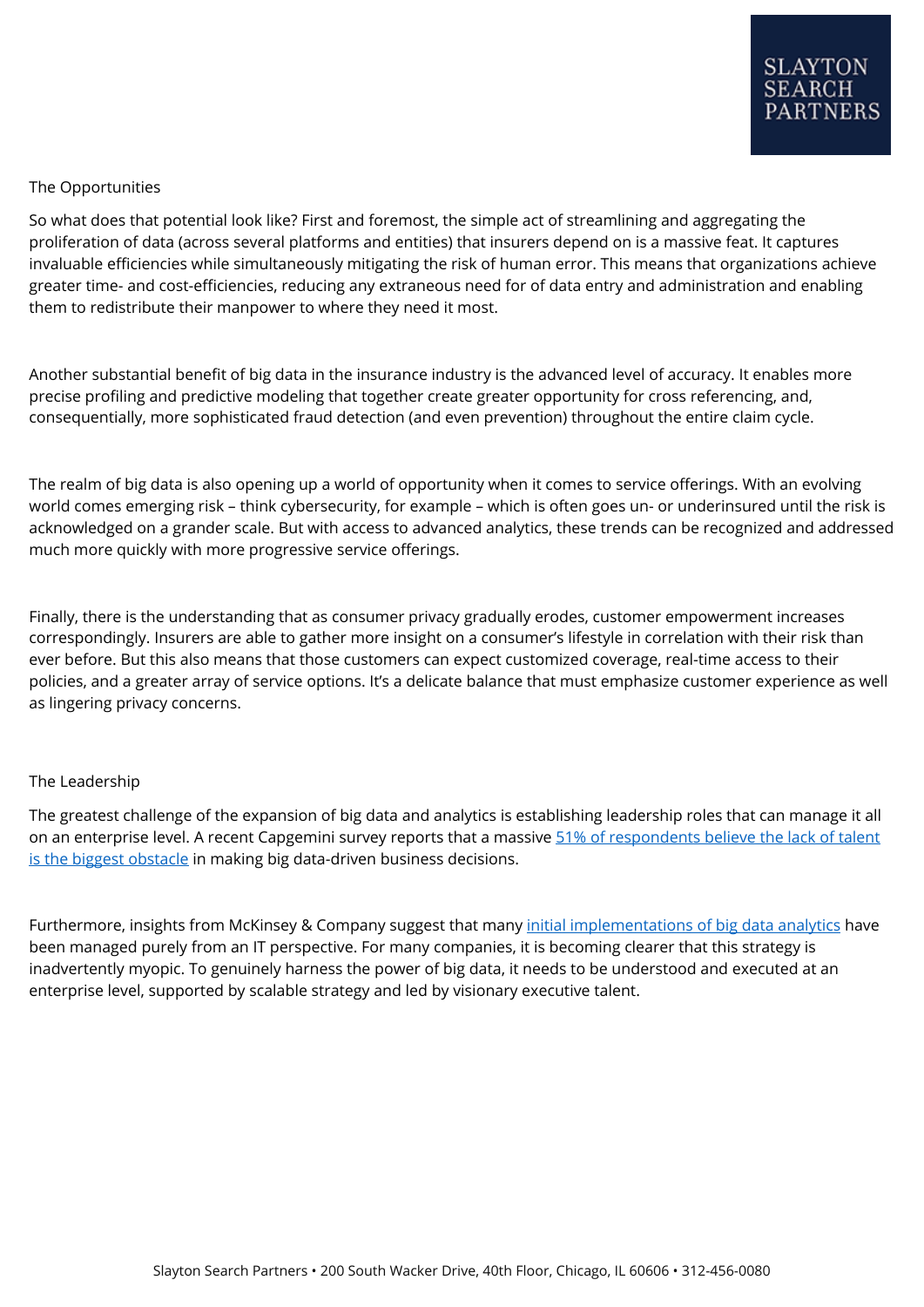## The Opportunities

So what does that potential look like? First and foremost, the simple act of streamlining and aggregating the proliferation of data (across several platforms and entities) that insurers depend on is a massive feat. It captures invaluable efficiencies while simultaneously mitigating the risk of human error. This means that organizations achieve greater time- and cost-efficiencies, reducing any extraneous need for of data entry and administration and enabling them to redistribute their manpower to where they need it most.

Another substantial benefit of big data in the insurance industry is the advanced level of accuracy. It enables more precise profiling and predictive modeling that together create greater opportunity for cross referencing, and, consequentially, more sophisticated fraud detection (and even prevention) throughout the entire claim cycle.

The realm of big data is also opening up a world of opportunity when it comes to service offerings. With an evolving world comes emerging risk – think cybersecurity, for example – which is often goes un- or underinsured until the risk is acknowledged on a grander scale. But with access to advanced analytics, these trends can be recognized and addressed much more quickly with more progressive service offerings.

Finally, there is the understanding that as consumer privacy gradually erodes, customer empowerment increases correspondingly. Insurers are able to gather more insight on a consumer's lifestyle in correlation with their risk than ever before. But this also means that those customers can expect customized coverage, real-time access to their policies, and a greater array of service options. It's a delicate balance that must emphasize customer experience as well as lingering privacy concerns.

## The Leadership

The greatest challenge of the expansion of big data and analytics is establishing leadership roles that can manage it all on an enterprise level. A recent Capgemini survey reports that a massive 51% of respondents believe the lack of talent is the biggest obstacle in making big data-driven business decisions.

Furthermore, insights from McKinsey & Company suggest that many initial implementations of big data analytics have been managed purely from an IT perspective. For many companies, it is becoming clearer that this strategy is inadvertently myopic. To genuinely harness the power of big data, it needs to be understood and executed at an enterprise level, supported by scalable strategy and led by visionary executive talent.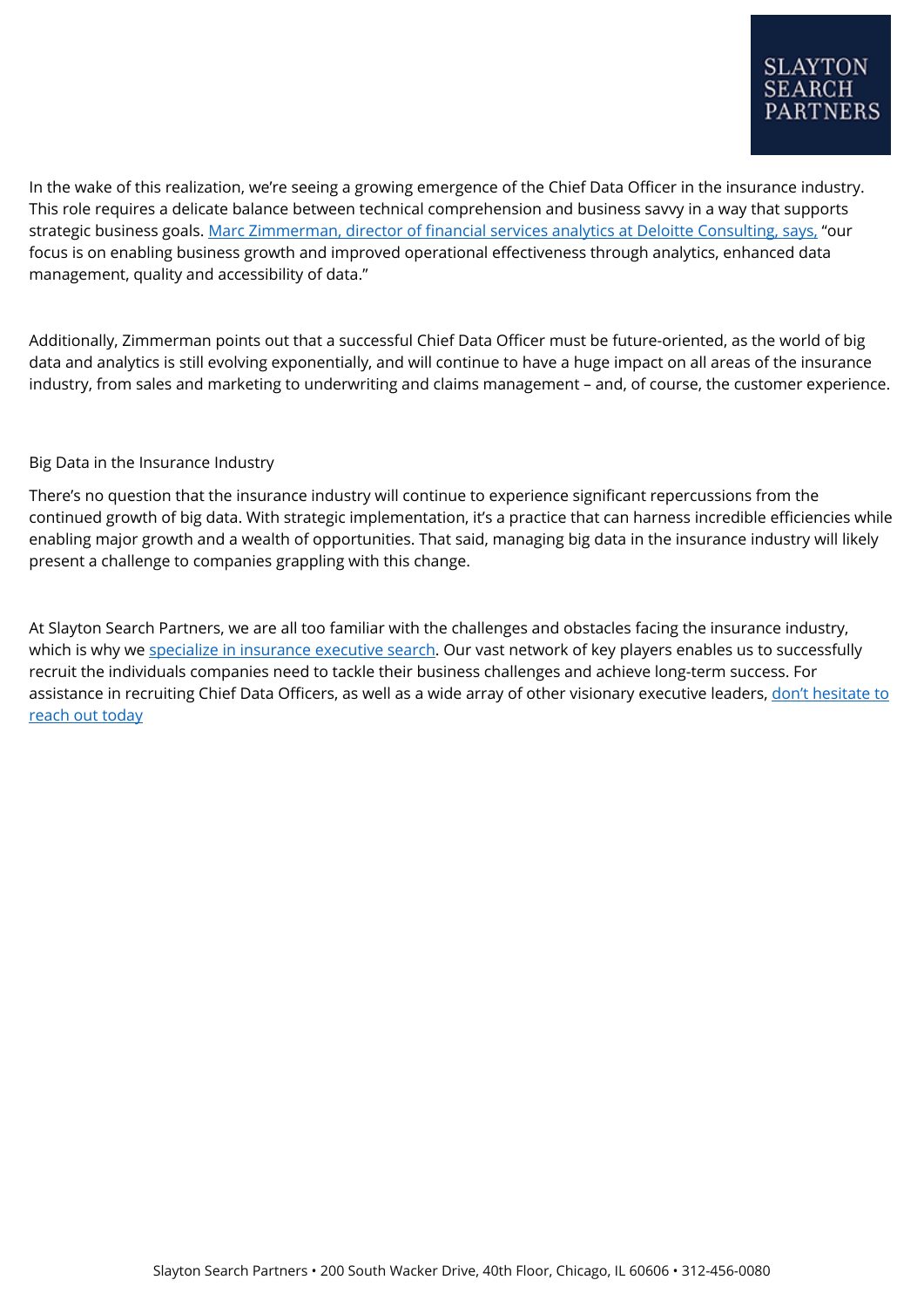In the wake of this realization, we're seeing a growing emergence of the Chief Data Officer in the insurance industry. This role requires a delicate balance between technical comprehension and business savvy in a way that supports strategic business goals. [Marc Zimmerman, director of financial services analytics at Deloitte Consulting, says,]() "our focus is on enabling business growth and improved operational effectiveness through analytics, enhanced data management, quality and accessibility of data."

Additionally, Zimmerman points out that a successful Chief Data Officer must be future-oriented, as the world of big data and analytics is still evolving exponentially, and will continue to have a huge impact on all areas of the insurance industry, from sales and marketing to underwriting and claims management – and, of course, the customer experience.

## Big Data in the Insurance Industry

There's no question that the insurance industry will continue to experience significant repercussions from the continued growth of big data. With strategic implementation, it's a practice that can harness incredible efficiencies while enabling major growth and a wealth of opportunities. That said, managing big data in the insurance industry will likely present a challenge to companies grappling with this change.

At Slayton Search Partners, we are all too familiar with the challenges and obstacles facing the insurance industry, which is why we [specialize in insurance executive search](). Our vast network of key players enables us to successfully recruit the individuals companies need to tackle their business challenges and achieve long-term success. For assistance in recruiting Chief Data Officers, as well as a wide array of other visionary executive leaders, [don't hesitate to reach out today]()